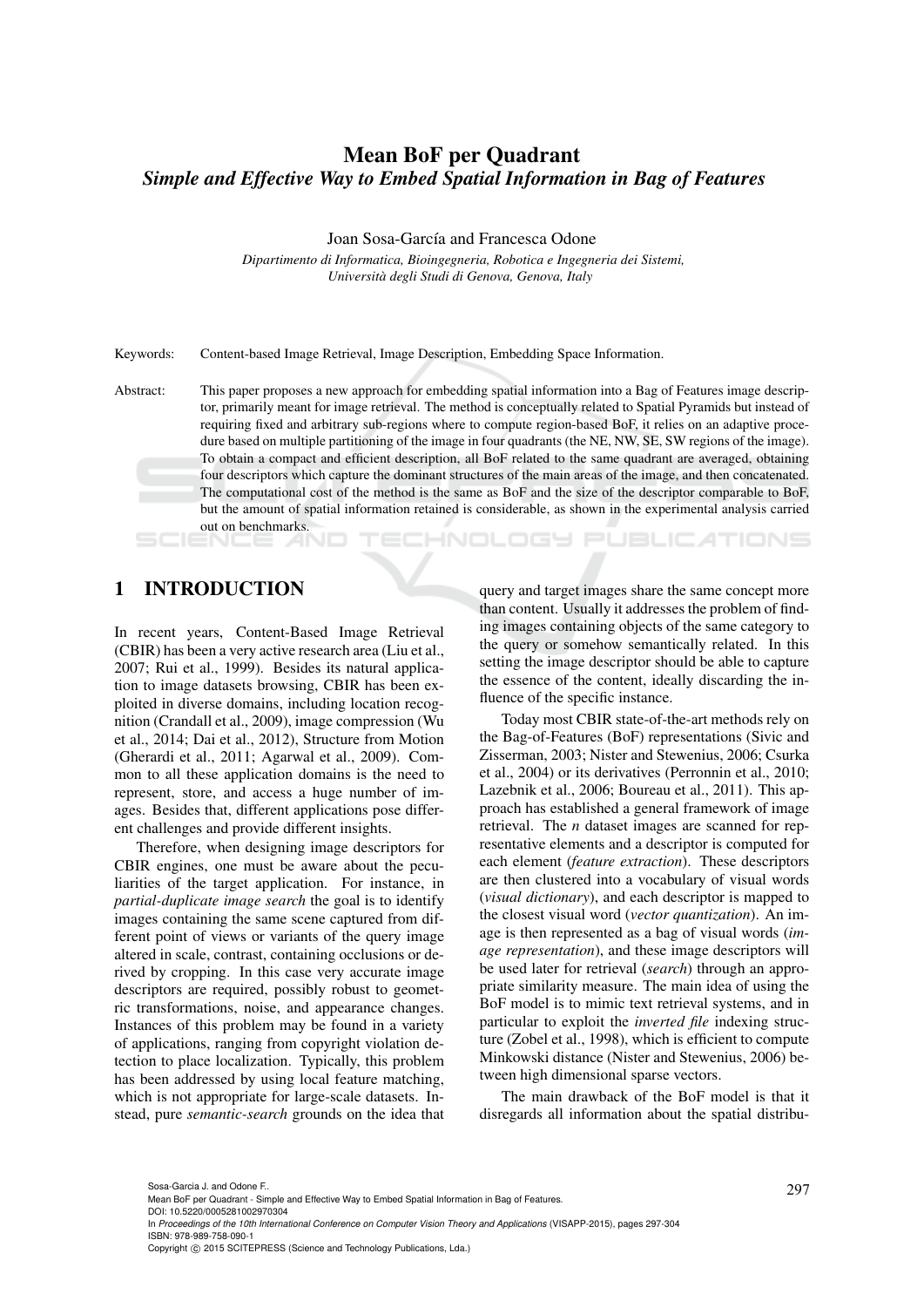# Mean BoF per Quadrant

## *Simple and Effective Way to Embed Spatial Information in Bag of Features*

Joan Sosa-García and Francesca Odone

*Dipartimento di Informatica, Bioingegneria, Robotica e Ingegneria dei Sistemi, Università degli Studi di Genova, Genova, Italy*

Keywords: Content-based Image Retrieval, Image Description, Embedding Space Information.

Abstract: This paper proposes a new approach for embedding spatial information into a Bag of Features image descriptor, primarily meant for image retrieval. The method is conceptually related to Spatial Pyramids but instead of requiring fixed and arbitrary sub-regions where to compute region-based BoF, it relies on an adaptive procedure based on multiple partitioning of the image in four quadrants (the NE, NW, SE, SW regions of the image). To obtain a compact and efficient description, all BoF related to the same quadrant are averaged, obtaining four descriptors which capture the dominant structures of the main areas of the image, and then concatenated. The computational cost of the method is the same as BoF and the size of the descriptor comparable to BoF, but the amount of spatial information retained is considerable, as shown in the experimental analysis carried out on benchmarks.

## 1 INTRODUCTION

In recent years, Content-Based Image Retrieval (CBIR) has been a very active research area (Liu et al., 2007; Rui et al., 1999). Besides its natural application to image datasets browsing, CBIR has been exploited in diverse domains, including location recognition (Crandall et al., 2009), image compression (Wu et al., 2014; Dai et al., 2012), Structure from Motion (Gherardi et al., 2011; Agarwal et al., 2009). Common to all these application domains is the need to represent, store, and access a huge number of images. Besides that, different applications pose different challenges and provide different insights.

Therefore, when designing image descriptors for CBIR engines, one must be aware about the peculiarities of the target application. For instance, in *partial-duplicate image search* the goal is to identify images containing the same scene captured from different point of views or variants of the query image altered in scale, contrast, containing occlusions or derived by cropping. In this case very accurate image descriptors are required, possibly robust to geometric transformations, noise, and appearance changes. Instances of this problem may be found in a variety of applications, ranging from copyright violation detection to place localization. Typically, this problem has been addressed by using local feature matching, which is not appropriate for large-scale datasets. Instead, pure *semantic-search* grounds on the idea that query and target images share the same concept more than content. Usually it addresses the problem of finding images containing objects of the same category to the query or somehow semantically related. In this setting the image descriptor should be able to capture the essence of the content, ideally discarding the influence of the specific instance.

Today most CBIR state-of-the-art methods rely on the Bag-of-Features (BoF) representations (Sivic and Zisserman, 2003; Nister and Stewenius, 2006; Csurka et al., 2004) or its derivatives (Perronnin et al., 2010; Lazebnik et al., 2006; Boureau et al., 2011). This approach has established a general framework of image retrieval. The $n$ dataset images are scanned for representative elements and a descriptor is computed for each element (*feature extraction*). These descriptors are then clustered into a vocabulary of visual words (*visual dictionary*), and each descriptor is mapped to the closest visual word (*vector quantization*). An image is then represented as a bag of visual words (*image representation*), and these image descriptors will be used later for retrieval (*search*) through an appropriate similarity measure. The main idea of using the BoF model is to mimic text retrieval systems, and in particular to exploit the *inverted file* indexing structure (Zobel et al., 1998), which is efficient to compute Minkowski distance (Nister and Stewenius, 2006) between high dimensional sparse vectors.

The main drawback of the BoF model is that it disregards all information about the spatial distribu-

Sosa-Garcia J. and Odone F..
Mean BoF per Quadrant - Simple and Effective Way to Embed Spatial Information in Bag of Features.
DOI: 10.5220/0005281002970304
In *Proceedings of the 10th International Conference on Computer Vision Theory and Applications* (VISAPP-2015), pages 297-304
ISBN: 978-989-758-090-1
Copyright © 2015 SCITEPRESS (Science and Technology Publications, Lda.)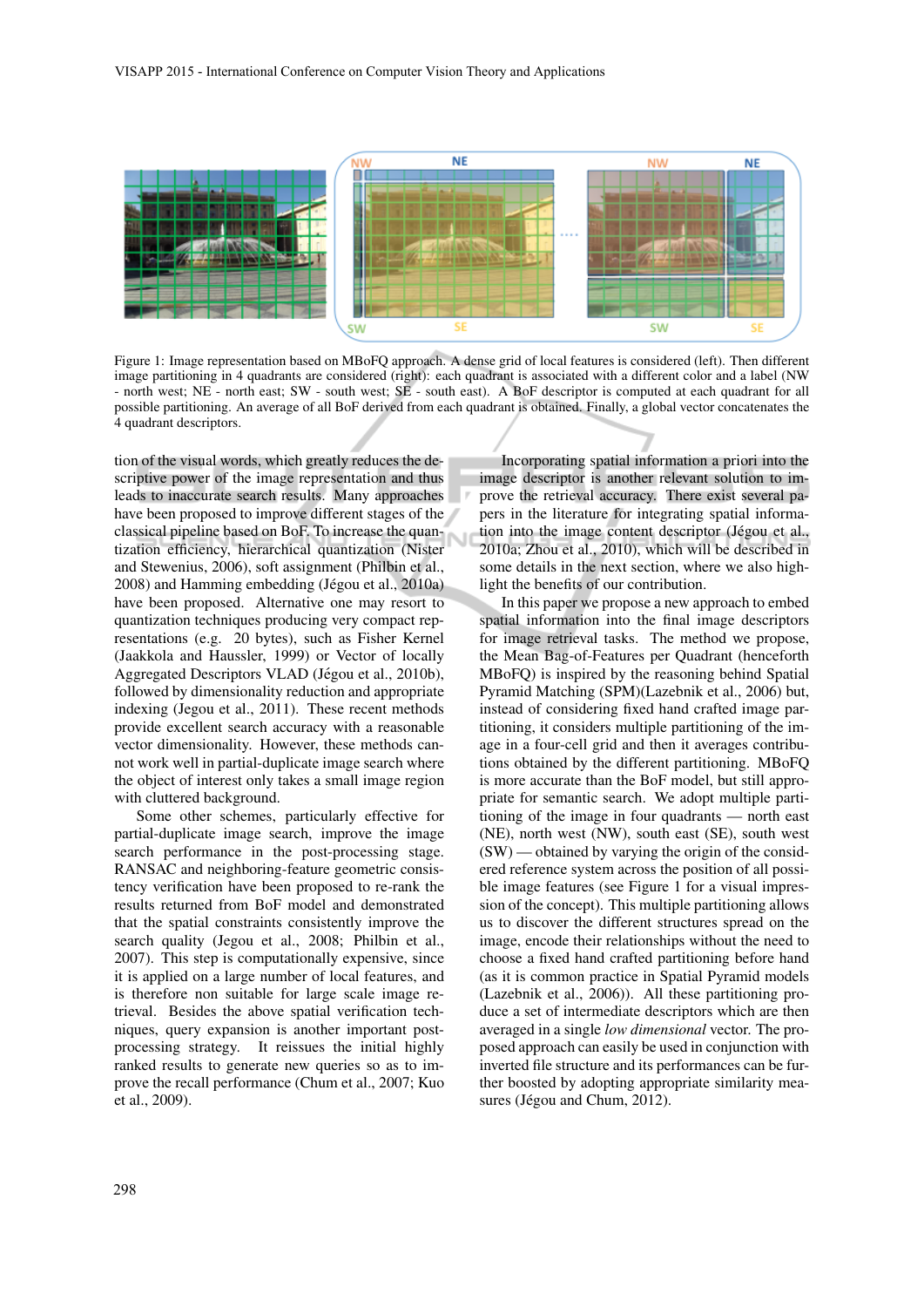Figure 1: Image representation based on MBoFQ approach. A dense grid of local features is considered (left). Then different image partitioning in 4 quadrants are considered (right): each quadrant is associated with a different color and a label (NW - north west; NE - north east; SW - south west; SE - south east). A BoF descriptor is computed at each quadrant for all possible partitioning. An average of all BoF derived from each quadrant is obtained. Finally, a global vector concatenates the 4 quadrant descriptors.

tion of the visual words, which greatly reduces the descriptive power of the image representation and thus leads to inaccurate search results. Many approaches have been proposed to improve different stages of the classical pipeline based on BoF. To increase the quantization efficiency, hierarchical quantization (Nister and Stewenius, 2006), soft assignment (Philbin et al., 2008) and Hamming embedding (Jégou et al., 2010a) have been proposed. Alternative one may resort to quantization techniques producing very compact representations (e.g. 20 bytes), such as Fisher Kernel (Jaakkola and Haussler, 1999) or Vector of locally Aggregated Descriptors VLAD (Jégou et al., 2010b), followed by dimensionality reduction and appropriate indexing (Jegou et al., 2011). These recent methods provide excellent search accuracy with a reasonable vector dimensionality. However, these methods cannot work well in partial-duplicate image search where the object of interest only takes a small image region with cluttered background.

Some other schemes, particularly effective for partial-duplicate image search, improve the image search performance in the post-processing stage. RANSAC and neighboring-feature geometric consistency verification have been proposed to re-rank the results returned from BoF model and demonstrated that the spatial constraints consistently improve the search quality (Jegou et al., 2008; Philbin et al., 2007). This step is computationally expensive, since it is applied on a large number of local features, and is therefore non suitable for large scale image retrieval. Besides the above spatial verification techniques, query expansion is another important post-processing strategy. It reissues the initial highly ranked results to generate new queries so as to improve the recall performance (Chum et al., 2007; Kuo et al., 2009).

Incorporating spatial information a priori into the image descriptor is another relevant solution to improve the retrieval accuracy. There exist several papers in the literature for integrating spatial information into the image content descriptor (Jégou et al., 2010a; Zhou et al., 2010), which will be described in some details in the next section, where we also highlight the benefits of our contribution.

In this paper we propose a new approach to embed spatial information into the final image descriptors for image retrieval tasks. The method we propose, the Mean Bag-of-Features per Quadrant (henceforth MBoFQ) is inspired by the reasoning behind Spatial Pyramid Matching (SPM)(Lazebnik et al., 2006) but, instead of considering fixed hand crafted image partitioning, it considers multiple partitioning of the image in a four-cell grid and then it averages contributions obtained by the different partitioning. MBoFQ is more accurate than the BoF model, but still appropriate for semantic search. We adopt multiple partitioning of the image in four quadrants — north east (NE), north west (NW), south east (SE), south west (SW) — obtained by varying the origin of the considered reference system across the position of all possible image features (see Figure 1 for a visual impression of the concept). This multiple partitioning allows us to discover the different structures spread on the image, encode their relationships without the need to choose a fixed hand crafted partitioning before hand (as it is common practice in Spatial Pyramid models (Lazebnik et al., 2006)). All these partitioning produce a set of intermediate descriptors which are then averaged in a single *low dimensional* vector. The proposed approach can easily be used in conjunction with inverted file structure and its performances can be further boosted by adopting appropriate similarity measures (Jégou and Chum, 2012).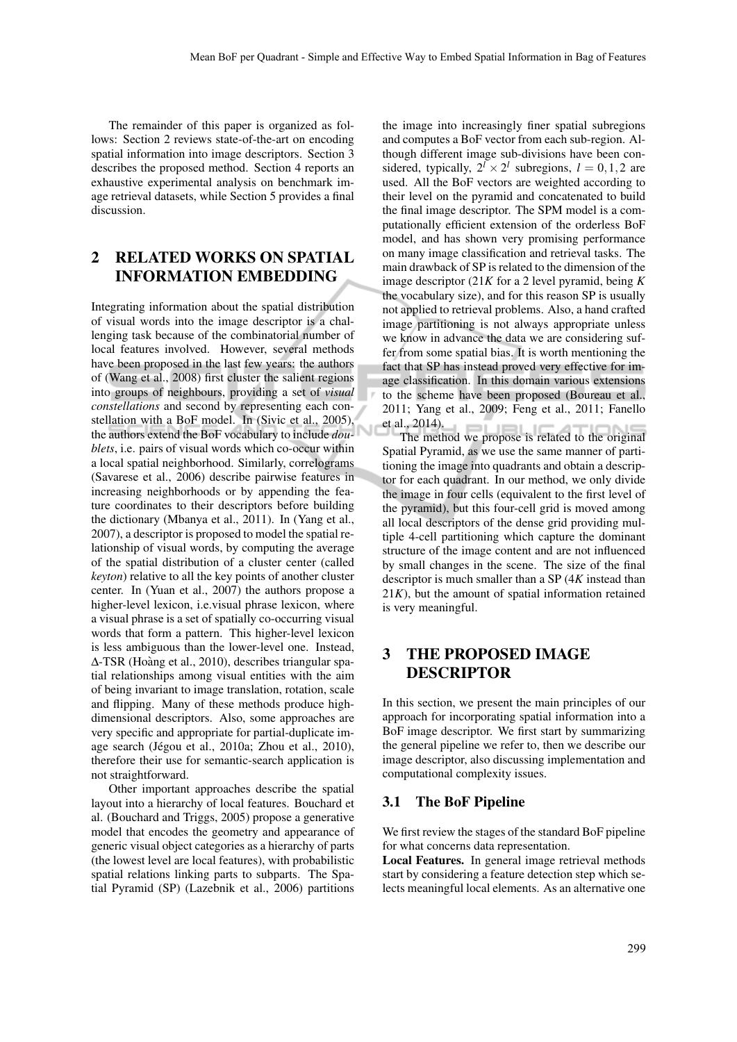The remainder of this paper is organized as follows: Section 2 reviews state-of-the-art on encoding spatial information into image descriptors. Section 3 describes the proposed method. Section 4 reports an exhaustive experimental analysis on benchmark image retrieval datasets, while Section 5 provides a final discussion.

## 2 RELATED WORKS ON SPATIAL INFORMATION EMBEDDING

Integrating information about the spatial distribution of visual words into the image descriptor is a challenging task because of the combinatorial number of local features involved. However, several methods have been proposed in the last few years: the authors of (Wang et al., 2008) first cluster the salient regions into groups of neighbours, providing a set of *visual constellations* and second by representing each constellation with a BoF model. In (Sivic et al., 2005), the authors extend the BoF vocabulary to include *doublets*, i.e. pairs of visual words which co-occur within a local spatial neighborhood. Similarly, correlograms (Savarese et al., 2006) describe pairwise features in increasing neighborhoods or by appending the feature coordinates to their descriptors before building the dictionary (Mbanya et al., 2011). In (Yang et al., 2007), a descriptor is proposed to model the spatial relationship of visual words, by computing the average of the spatial distribution of a cluster center (called *keyton*) relative to all the key points of another cluster center. In (Yuan et al., 2007) the authors propose a higher-level lexicon, i.e.visual phrase lexicon, where a visual phrase is a set of spatially co-occurring visual words that form a pattern. This higher-level lexicon is less ambiguous than the lower-level one. Instead, Δ-TSR (Hoàng et al., 2010), describes triangular spatial relationships among visual entities with the aim of being invariant to image translation, rotation, scale and flipping. Many of these methods produce high-dimensional descriptors. Also, some approaches are very specific and appropriate for partial-duplicate image search (Jégou et al., 2010a; Zhou et al., 2010), therefore their use for semantic-search application is not straightforward.

Other important approaches describe the spatial layout into a hierarchy of local features. Bouchard et al. (Bouchard and Triggs, 2005) propose a generative model that encodes the geometry and appearance of generic visual object categories as a hierarchy of parts (the lowest level are local features), with probabilistic spatial relations linking parts to subparts. The Spatial Pyramid (SP) (Lazebnik et al., 2006) partitions the image into increasingly finer spatial subregions and computes a BoF vector from each sub-region. Although different image sub-divisions have been considered, typically, $2^l \times 2^l$ subregions, $l = 0, 1, 2$ are used. All the BoF vectors are weighted according to their level on the pyramid and concatenated to build the final image descriptor. The SPM model is a computationally efficient extension of the orderless BoF model, and has shown very promising performance on many image classification and retrieval tasks. The main drawback of SP is related to the dimension of the image descriptor ($21K$ for a 2 level pyramid, being $K$ the vocabulary size), and for this reason SP is usually not applied to retrieval problems. Also, a hand crafted image partitioning is not always appropriate unless we know in advance the data we are considering suffer from some spatial bias. It is worth mentioning the fact that SP has instead proved very effective for image classification. In this domain various extensions to the scheme have been proposed (Boureau et al., 2011; Yang et al., 2009; Feng et al., 2011; Fanello et al., 2014).

The method we propose is related to the original Spatial Pyramid, as we use the same manner of partitioning the image into quadrants and obtain a descriptor for each quadrant. In our method, we only divide the image in four cells (equivalent to the first level of the pyramid), but this four-cell grid is moved among all local descriptors of the dense grid providing multiple 4-cell partitioning which capture the dominant structure of the image content and are not influenced by small changes in the scene. The size of the final descriptor is much smaller than a SP ($4K$ instead than $21K$), but the amount of spatial information retained is very meaningful.

## 3 THE PROPOSED IMAGE DESCRIPTOR

In this section, we present the main principles of our approach for incorporating spatial information into a BoF image descriptor. We first start by summarizing the general pipeline we refer to, then we describe our image descriptor, also discussing implementation and computational complexity issues.

### 3.1 The BoF Pipeline

We first review the stages of the standard BoF pipeline for what concerns data representation.

**Local Features.** In general image retrieval methods start by considering a feature detection step which selects meaningful local elements. As an alternative one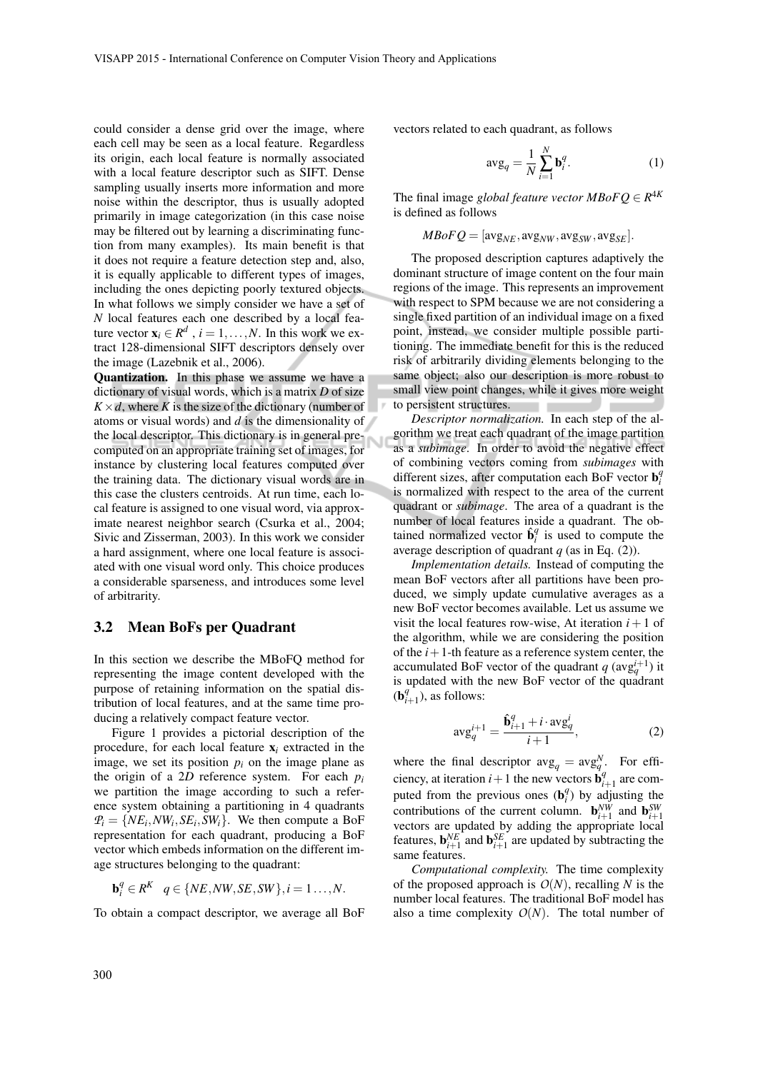could consider a dense grid over the image, where each cell may be seen as a local feature. Regardless its origin, each local feature is normally associated with a local feature descriptor such as SIFT. Dense sampling usually inserts more information and more noise within the descriptor, thus is usually adopted primarily in image categorization (in this case noise may be filtered out by learning a discriminating function from many examples). Its main benefit is that it does not require a feature detection step and, also, it is equally applicable to different types of images, including the ones depicting poorly textured objects. In what follows we simply consider we have a set of $N$ local features each one described by a local feature vector $\mathbf{x}_i \in R^d$ , $i = 1, \ldots, N$. In this work we extract 128-dimensional SIFT descriptors densely over the image (Lazebnik et al., 2006).

**Quantization.** In this phase we assume we have a dictionary of visual words, which is a matrix $D$ of size $K \times d$, where $K$ is the size of the dictionary (number of atoms or visual words) and $d$ is the dimensionality of the local descriptor. This dictionary is in general precomputed on an appropriate training set of images, for instance by clustering local features computed over the training data. The dictionary visual words are in this case the clusters centroids. At run time, each local feature is assigned to one visual word, via approximate nearest neighbor search (Csurka et al., 2004; Sivic and Zisserman, 2003). In this work we consider a hard assignment, where one local feature is associated with one visual word only. This choice produces a considerable sparseness, and introduces some level of arbitrarity.

### 3.2 Mean BoFs per Quadrant

In this section we describe the MBoFQ method for representing the image content developed with the purpose of retaining information on the spatial distribution of local features, and at the same time producing a relatively compact feature vector.

Figure 1 provides a pictorial description of the procedure, for each local feature $\mathbf{x}_i$ extracted in the image, we set its position $p_i$ on the image plane as the origin of a $2D$ reference system. For each $p_i$ we partition the image according to such a reference system obtaining a partitioning in 4 quadrants $\mathcal{P}_i = \{NE_i, NW_i, SE_i, SW_i\}$. We then compute a BoF representation for each quadrant, producing a BoF vector which embeds information on the different image structures belonging to the quadrant:

$$\mathbf{b}_i^q \in R^K \quad q \in \{NE, NW, SE, SW\}, i = 1 \ldots, N.$$

To obtain a compact descriptor, we average all BoF vectors related to each quadrant, as follows

$$\text{avg}_q = \frac{1}{N} \sum_{i=1}^{N} \mathbf{b}_i^q. \tag{1}$$

The final image *global feature vector* $MBoFQ \in R^{4K}$ is defined as follows

$$MBoFQ = [\text{avg}_{NE}, \text{avg}_{NW}, \text{avg}_{SW}, \text{avg}_{SE}].$$

The proposed description captures adaptively the dominant structure of image content on the four main regions of the image. This represents an improvement with respect to SPM because we are not considering a single fixed partition of an individual image on a fixed point, instead, we consider multiple possible partitioning. The immediate benefit for this is the reduced risk of arbitrarily dividing elements belonging to the same object; also our description is more robust to small view point changes, while it gives more weight to persistent structures.

*Descriptor normalization.* In each step of the algorithm we treat each quadrant of the image partition as a *subimage*. In order to avoid the negative effect of combining vectors coming from *subimages* with different sizes, after computation each BoF vector $\mathbf{b}_i^q$ is normalized with respect to the area of the current quadrant or *subimage*. The area of a quadrant is the number of local features inside a quadrant. The obtained normalized vector $\hat{\mathbf{b}}_i^q$ is used to compute the average description of quadrant $q$ (as in Eq. (2)).

*Implementation details.* Instead of computing the mean BoF vectors after all partitions have been produced, we simply update cumulative averages as a new BoF vector becomes available. Let us assume we visit the local features row-wise, At iteration $i+1$ of the algorithm, while we are considering the position of the $i+1$-th feature as a reference system center, the accumulated BoF vector of the quadrant $q$ ($\text{avg}_q^{i+1}$) it is updated with the new BoF vector of the quadrant ($\mathbf{b}_{i+1}^q$), as follows:

$$\text{avg}_q^{i+1} = \frac{\hat{\mathbf{b}}_{i+1}^q + i \cdot \text{avg}_q^i}{i+1}, \tag{2}$$

where the final descriptor $\text{avg}_q = \text{avg}_q^N$. For efficiency, at iteration $i+1$ the new vectors $\mathbf{b}_{i+1}^q$ are computed from the previous ones ($\mathbf{b}_i^q$) by adjusting the contributions of the current column. $\mathbf{b}_{i+1}^{NW}$ and $\mathbf{b}_{i+1}^{SW}$ vectors are updated by adding the appropriate local features, $\mathbf{b}_{i+1}^{NE}$ and $\mathbf{b}_{i+1}^{SE}$ are updated by subtracting the same features.

*Computational complexity.* The time complexity of the proposed approach is $O(N)$, recalling $N$ is the number local features. The traditional BoF model has also a time complexity $O(N)$. The total number of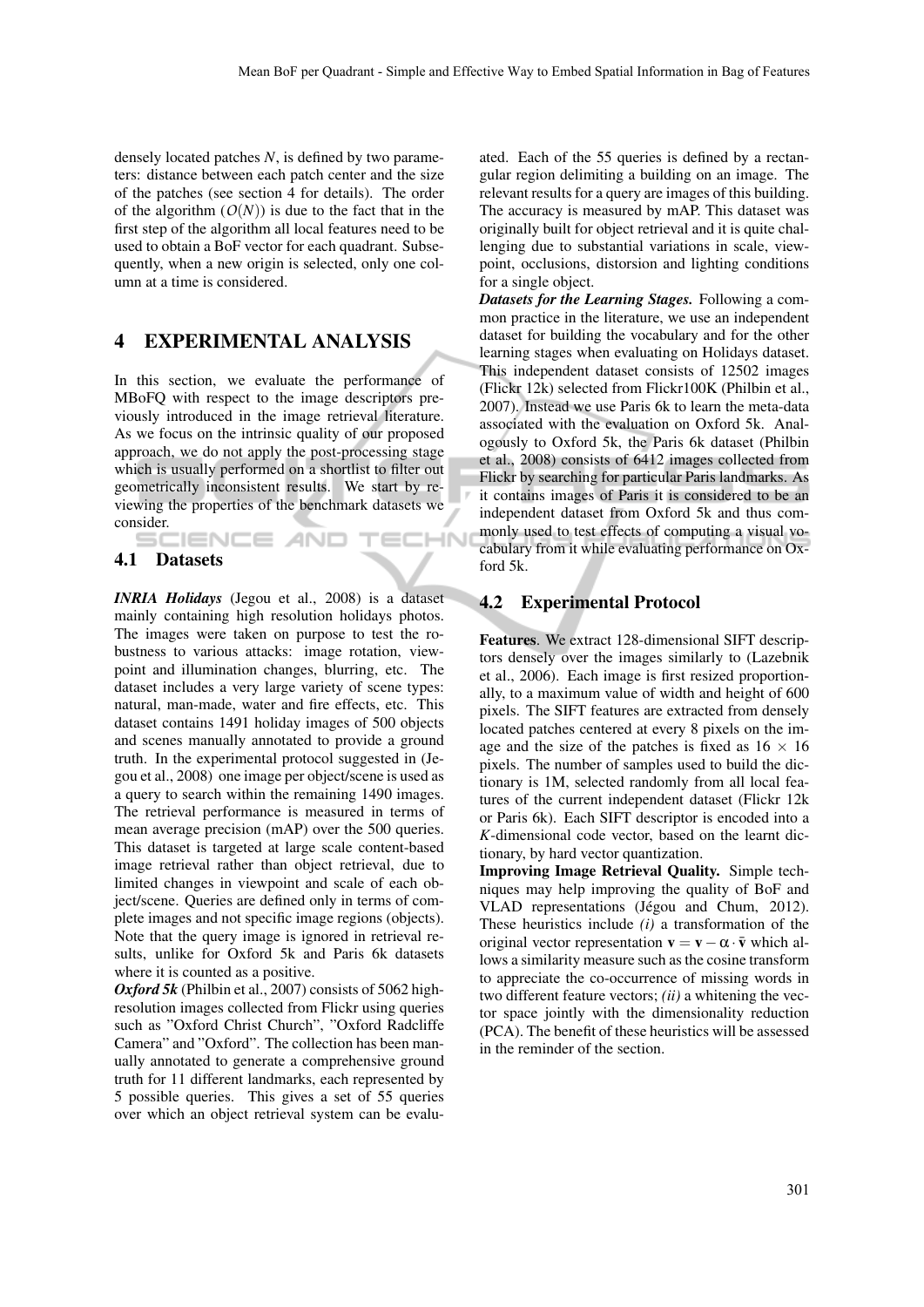densely located patches $N$, is defined by two parameters: distance between each patch center and the size of the patches (see section 4 for details). The order of the algorithm ($O(N)$) is due to the fact that in the first step of the algorithm all local features need to be used to obtain a BoF vector for each quadrant. Subsequently, when a new origin is selected, only one column at a time is considered.

## 4 EXPERIMENTAL ANALYSIS

In this section, we evaluate the performance of MBoFQ with respect to the image descriptors previously introduced in the image retrieval literature. As we focus on the intrinsic quality of our proposed approach, we do not apply the post-processing stage which is usually performed on a shortlist to filter out geometrically inconsistent results. We start by reviewing the properties of the benchmark datasets we consider.

### 4.1 Datasets

***INRIA Holidays*** (Jegou et al., 2008) is a dataset mainly containing high resolution holidays photos. The images were taken on purpose to test the robustness to various attacks: image rotation, viewpoint and illumination changes, blurring, etc. The dataset includes a very large variety of scene types: natural, man-made, water and fire effects, etc. This dataset contains 1491 holiday images of 500 objects and scenes manually annotated to provide a ground truth. In the experimental protocol suggested in (Jegou et al., 2008) one image per object/scene is used as a query to search within the remaining 1490 images. The retrieval performance is measured in terms of mean average precision (mAP) over the 500 queries. This dataset is targeted at large scale content-based image retrieval rather than object retrieval, due to limited changes in viewpoint and scale of each object/scene. Queries are defined only in terms of complete images and not specific image regions (objects). Note that the query image is ignored in retrieval results, unlike for Oxford 5k and Paris 6k datasets where it is counted as a positive.

***Oxford 5k*** (Philbin et al., 2007) consists of 5062 high-resolution images collected from Flickr using queries such as "Oxford Christ Church", "Oxford Radcliffe Camera" and "Oxford". The collection has been manually annotated to generate a comprehensive ground truth for 11 different landmarks, each represented by 5 possible queries. This gives a set of 55 queries over which an object retrieval system can be evaluated. Each of the 55 queries is defined by a rectangular region delimiting a building on an image. The relevant results for a query are images of this building. The accuracy is measured by mAP. This dataset was originally built for object retrieval and it is quite challenging due to substantial variations in scale, viewpoint, occlusions, distorsion and lighting conditions for a single object.

***Datasets for the Learning Stages.*** Following a common practice in the literature, we use an independent dataset for building the vocabulary and for the other learning stages when evaluating on Holidays dataset. This independent dataset consists of 12502 images (Flickr 12k) selected from Flickr100K (Philbin et al., 2007). Instead we use Paris 6k to learn the meta-data associated with the evaluation on Oxford 5k. Analogously to Oxford 5k, the Paris 6k dataset (Philbin et al., 2008) consists of 6412 images collected from Flickr by searching for particular Paris landmarks. As it contains images of Paris it is considered to be an independent dataset from Oxford 5k and thus commonly used to test effects of computing a visual vocabulary from it while evaluating performance on Oxford 5k.

### 4.2 Experimental Protocol

**Features**. We extract 128-dimensional SIFT descriptors densely over the images similarly to (Lazebnik et al., 2006). Each image is first resized proportionally, to a maximum value of width and height of 600 pixels. The SIFT features are extracted from densely located patches centered at every 8 pixels on the image and the size of the patches is fixed as $16 \times 16$ pixels. The number of samples used to build the dictionary is 1M, selected randomly from all local features of the current independent dataset (Flickr 12k or Paris 6k). Each SIFT descriptor is encoded into a $K$-dimensional code vector, based on the learnt dictionary, by hard vector quantization.

**Improving Image Retrieval Quality.** Simple techniques may help improving the quality of BoF and VLAD representations (Jégou and Chum, 2012). These heuristics include *(i)* a transformation of the original vector representation $\mathbf{v} = \mathbf{v} - \alpha \cdot \bar{\mathbf{v}}$ which allows a similarity measure such as the cosine transform to appreciate the co-occurrence of missing words in two different feature vectors; *(ii)* a whitening the vector space jointly with the dimensionality reduction (PCA). The benefit of these heuristics will be assessed in the reminder of the section.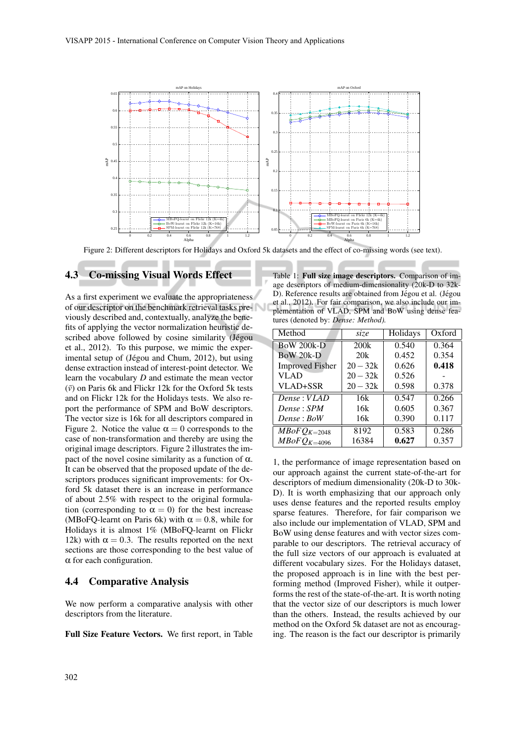Figure 2: Different descriptors for Holidays and Oxford 5k datasets and the effect of co-missing words (see text).

## 4.3 Co-missing Visual Words Effect

As a first experiment we evaluate the appropriateness of our descriptor on the benchmark retrieval tasks previously described and, contextually, analyze the benefits of applying the vector normalization heuristic described above followed by cosine similarity (Jégou et al., 2012). To this purpose, we mimic the experimental setup of (Jégou and Chum, 2012), but using dense extraction instead of interest-point detector. We learn the vocabulary $D$ and estimate the mean vector $(\bar{v})$ on Paris 6k and Flickr 12k for the Oxford 5k tests and on Flickr 12k for the Holidays tests. We also report the performance of SPM and BoW descriptors. The vector size is 16k for all descriptors compared in Figure 2. Notice the value $\alpha = 0$ corresponds to the case of non-transformation and thereby are using the original image descriptors. Figure 2 illustrates the impact of the novel cosine similarity as a function of $\alpha$. It can be observed that the proposed update of the descriptors produces significant improvements: for Oxford 5k dataset there is an increase in performance of about 2.5% with respect to the original formulation (corresponding to $\alpha = 0$) for the best increase (MBoFQ-learnt on Paris 6k) with $\alpha = 0.8$, while for Holidays it is almost 1% (MBoFQ-learnt on Flickr 12k) with $\alpha = 0.3$. The results reported on the next sections are those corresponding to the best value of $\alpha$ for each configuration.

## 4.4 Comparative Analysis

We now perform a comparative analysis with other descriptors from the literature.

**Full Size Feature Vectors.** We first report, in Table 1, the performance of image representation based on our approach against the current state-of-the-art for descriptors of medium dimensionality (20k-D to 30k-D). It is worth emphasizing that our approach only uses dense features and the reported results employ sparse features. Therefore, for fair comparison we also include our implementation of VLAD, SPM and BoW using dense features and with vector sizes comparable to our descriptors. The retrieval accuracy of the full size vectors of our approach is evaluated at different vocabulary sizes. For the Holidays dataset, the proposed approach is in line with the best performing method (Improved Fisher), while it outperforms the rest of the state-of-the-art. It is worth noting that the vector size of our descriptors is much lower than the others. Instead, the results achieved by our method on the Oxford 5k dataset are not as encouraging. The reason is the fact our descriptor is primarily

Table 1: **Full size image descriptors.** Comparison of image descriptors of medium-dimensionality (20k-D to 32k-D). Reference results are obtained from Jégou et al. (Jégou et al., 2012). For fair comparison, we also include our implementation of VLAD, SPM and BoW using dense features (denoted by: *Dense: Method).*

| Method | *size* | Holidays | Oxford |
|---|---|---|---|
| BoW 200k-D | 200k | 0.540 | 0.364 |
| BoW 20k-D | 20k | 0.452 | 0.354 |
| Improved Fisher | 20 – 32k | 0.626 | **0.418** |
| VLAD | 20 – 32k | 0.526 | - |
| VLAD+SSR | 20 – 32k | 0.598 | 0.378 |
| *Dense : VLAD* | 16k | 0.547 | 0.266 |
| *Dense : SPM* | 16k | 0.605 | 0.367 |
| *Dense : BoW* | 16k | 0.390 | 0.117 |
| $MBoFQ_{K=2048}$ | 8192 | 0.583 | 0.286 |
| $MBoFQ_{K=4096}$ | 16384 | **0.627** | 0.357 |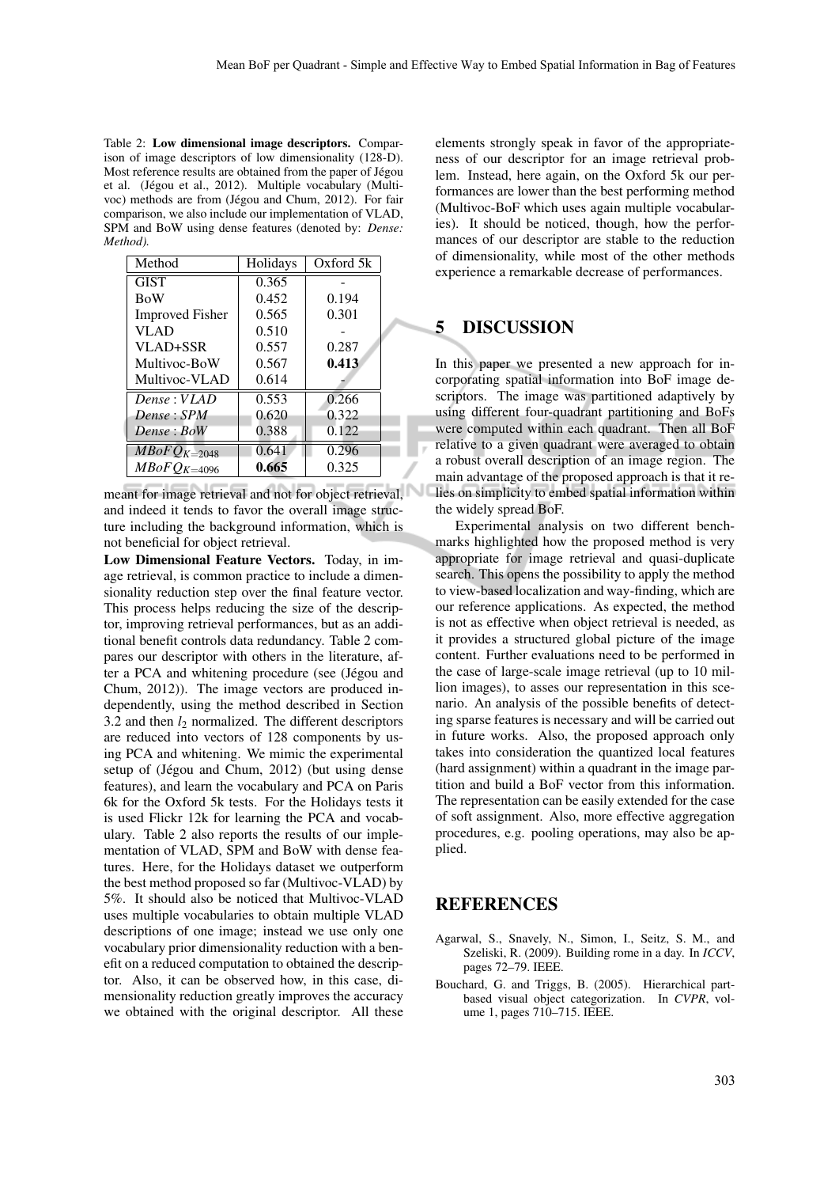Table 2: **Low dimensional image descriptors.** Comparison of image descriptors of low dimensionality (128-D). Most reference results are obtained from the paper of Jégou et al. (Jégou et al., 2012). Multiple vocabulary (Multivoc) methods are from (Jégou and Chum, 2012). For fair comparison, we also include our implementation of VLAD, SPM and BoW using dense features (denoted by: *Dense: Method).*

| Method | Holidays | Oxford 5k |
|---|---|---|
| GIST | 0.365 | - |
| BoW | 0.452 | 0.194 |
| Improved Fisher | 0.565 | 0.301 |
| VLAD | 0.510 | - |
| VLAD+SSR | 0.557 | 0.287 |
| Multivoc-BoW | 0.567 | **0.413** |
| Multivoc-VLAD | 0.614 | - |
| *Dense : VLAD* | 0.553 | 0.266 |
| *Dense : SPM* | 0.620 | 0.322 |
| *Dense : BoW* | 0.388 | 0.122 |
| $MBoFQ_{K=2048}$ | 0.641 | 0.296 |
| $MBoFQ_{K=4096}$ | **0.665** | 0.325 |

meant for image retrieval and not for object retrieval, and indeed it tends to favor the overall image structure including the background information, which is not beneficial for object retrieval.

**Low Dimensional Feature Vectors.** Today, in image retrieval, is common practice to include a dimensionality reduction step over the final feature vector. This process helps reducing the size of the descriptor, improving retrieval performances, but as an additional benefit controls data redundancy. Table 2 compares our descriptor with others in the literature, after a PCA and whitening procedure (see (Jégou and Chum, 2012)). The image vectors are produced independently, using the method described in Section 3.2 and then $l_2$ normalized. The different descriptors are reduced into vectors of 128 components by using PCA and whitening. We mimic the experimental setup of (Jégou and Chum, 2012) (but using dense features), and learn the vocabulary and PCA on Paris 6k for the Oxford 5k tests. For the Holidays tests it is used Flickr 12k for learning the PCA and vocabulary. Table 2 also reports the results of our implementation of VLAD, SPM and BoW with dense features. Here, for the Holidays dataset we outperform the best method proposed so far (Multivoc-VLAD) by 5%. It should also be noticed that Multivoc-VLAD uses multiple vocabularies to obtain multiple VLAD descriptions of one image; instead we use only one vocabulary prior dimensionality reduction with a benefit on a reduced computation to obtained the descriptor. Also, it can be observed how, in this case, dimensionality reduction greatly improves the accuracy we obtained with the original descriptor. All these elements strongly speak in favor of the appropriateness of our descriptor for an image retrieval problem. Instead, here again, on the Oxford 5k our performances are lower than the best performing method (Multivoc-BoF which uses again multiple vocabularies). It should be noticed, though, how the performances of our descriptor are stable to the reduction of dimensionality, while most of the other methods experience a remarkable decrease of performances.

# 5 DISCUSSION

In this paper we presented a new approach for incorporating spatial information into BoF image descriptors. The image was partitioned adaptively by using different four-quadrant partitioning and BoFs were computed within each quadrant. Then all BoF relative to a given quadrant were averaged to obtain a robust overall description of an image region. The main advantage of the proposed approach is that it relies on simplicity to embed spatial information within the widely spread BoF.

Experimental analysis on two different benchmarks highlighted how the proposed method is very appropriate for image retrieval and quasi-duplicate search. This opens the possibility to apply the method to view-based localization and way-finding, which are our reference applications. As expected, the method is not as effective when object retrieval is needed, as it provides a structured global picture of the image content. Further evaluations need to be performed in the case of large-scale image retrieval (up to 10 million images), to asses our representation in this scenario. An analysis of the possible benefits of detecting sparse features is necessary and will be carried out in future works. Also, the proposed approach only takes into consideration the quantized local features (hard assignment) within a quadrant in the image partition and build a BoF vector from this information. The representation can be easily extended for the case of soft assignment. Also, more effective aggregation procedures, e.g. pooling operations, may also be applied.

# REFERENCES

Agarwal, S., Snavely, N., Simon, I., Seitz, S. M., and Szeliski, R. (2009). Building rome in a day. In *ICCV*, pages 72–79. IEEE.

Bouchard, G. and Triggs, B. (2005). Hierarchical part-based visual object categorization. In *CVPR*, volume 1, pages 710–715. IEEE.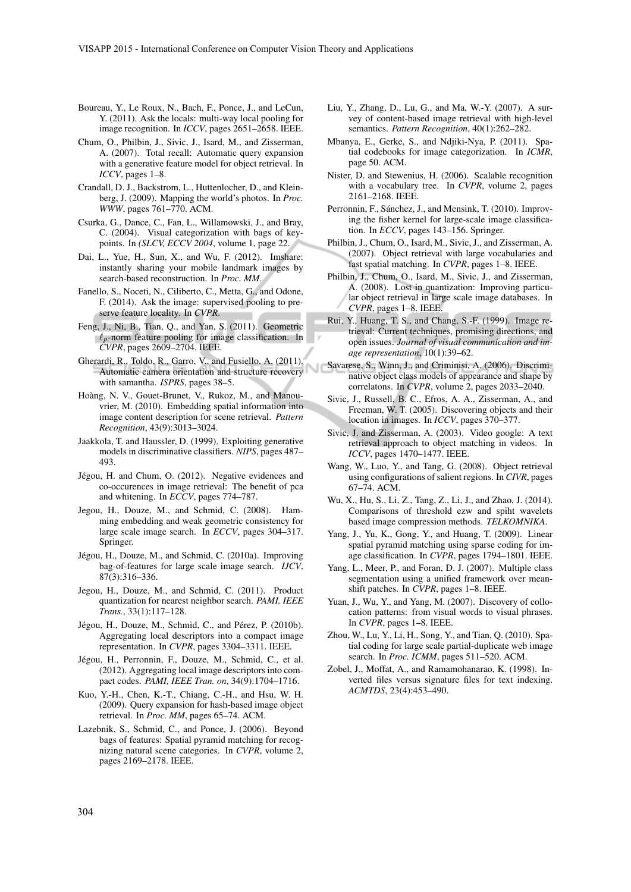Boureau, Y., Le Roux, N., Bach, F., Ponce, J., and LeCun, Y. (2011). Ask the locals: multi-way local pooling for image recognition. In *ICCV*, pages 2651–2658. IEEE.

Chum, O., Philbin, J., Sivic, J., Isard, M., and Zisserman, A. (2007). Total recall: Automatic query expansion with a generative feature model for object retrieval. In *ICCV*, pages 1–8.

Crandall, D. J., Backstrom, L., Huttenlocher, D., and Kleinberg, J. (2009). Mapping the world's photos. In *Proc. WWW*, pages 761–770. ACM.

Csurka, G., Dance, C., Fan, L., Willamowski, J., and Bray, C. (2004). Visual categorization with bags of keypoints. In *(SLCV, ECCV 2004*, volume 1, page 22.

Dai, L., Yue, H., Sun, X., and Wu, F. (2012). Imshare: instantly sharing your mobile landmark images by search-based reconstruction. In *Proc. MM*.

Fanello, S., Noceti, N., Ciliberto, C., Metta, G., and Odone, F. (2014). Ask the image: supervised pooling to preserve feature locality. In *CVPR*.

Feng, J., Ni, B., Tian, Q., and Yan, S. (2011). Geometric $\ell_p$-norm feature pooling for image classification. In *CVPR*, pages 2609–2704. IEEE.

Gherardi, R., Toldo, R., Garro, V., and Fusiello, A. (2011). Automatic camera orientation and structure recovery with samantha. *ISPRS*, pages 38–5.

Hoàng, N. V., Gouet-Brunet, V., Rukoz, M., and Manouvrier, M. (2010). Embedding spatial information into image content description for scene retrieval. *Pattern Recognition*, 43(9):3013–3024.

Jaakkola, T. and Haussler, D. (1999). Exploiting generative models in discriminative classifiers. *NIPS*, pages 487–493.

Jégou, H. and Chum, O. (2012). Negative evidences and co-occurences in image retrieval: The benefit of pca and whitening. In *ECCV*, pages 774–787.

Jegou, H., Douze, M., and Schmid, C. (2008). Hamming embedding and weak geometric consistency for large scale image search. In *ECCV*, pages 304–317. Springer.

Jégou, H., Douze, M., and Schmid, C. (2010a). Improving bag-of-features for large scale image search. *IJCV*, 87(3):316–336.

Jegou, H., Douze, M., and Schmid, C. (2011). Product quantization for nearest neighbor search. *PAMI, IEEE Trans.*, 33(1):117–128.

Jégou, H., Douze, M., Schmid, C., and Pérez, P. (2010b). Aggregating local descriptors into a compact image representation. In *CVPR*, pages 3304–3311. IEEE.

Jégou, H., Perronnin, F., Douze, M., Schmid, C., et al. (2012). Aggregating local image descriptors into compact codes. *PAMI, IEEE Tran. on*, 34(9):1704–1716.

Kuo, Y.-H., Chen, K.-T., Chiang, C.-H., and Hsu, W. H. (2009). Query expansion for hash-based image object retrieval. In *Proc. MM*, pages 65–74. ACM.

Lazebnik, S., Schmid, C., and Ponce, J. (2006). Beyond bags of features: Spatial pyramid matching for recognizing natural scene categories. In *CVPR*, volume 2, pages 2169–2178. IEEE.

Liu, Y., Zhang, D., Lu, G., and Ma, W.-Y. (2007). A survey of content-based image retrieval with high-level semantics. *Pattern Recognition*, 40(1):262–282.

Mbanya, E., Gerke, S., and Ndjiki-Nya, P. (2011). Spatial codebooks for image categorization. In *ICMR*, page 50. ACM.

Nister, D. and Stewenius, H. (2006). Scalable recognition with a vocabulary tree. In *CVPR*, volume 2, pages 2161–2168. IEEE.

Perronnin, F., Sánchez, J., and Mensink, T. (2010). Improving the fisher kernel for large-scale image classification. In *ECCV*, pages 143–156. Springer.

Philbin, J., Chum, O., Isard, M., Sivic, J., and Zisserman, A. (2007). Object retrieval with large vocabularies and fast spatial matching. In *CVPR*, pages 1–8. IEEE.

Philbin, J., Chum, O., Isard, M., Sivic, J., and Zisserman, A. (2008). Lost in quantization: Improving particular object retrieval in large scale image databases. In *CVPR*, pages 1–8. IEEE.

Rui, Y., Huang, T. S., and Chang, S.-F. (1999). Image retrieval: Current techniques, promising directions, and open issues. *Journal of visual communication and image representation*, 10(1):39–62.

Savarese, S., Winn, J., and Criminisi, A. (2006). Discriminative object class models of appearance and shape by correlatons. In *CVPR*, volume 2, pages 2033–2040.

Sivic, J., Russell, B. C., Efros, A. A., Zisserman, A., and Freeman, W. T. (2005). Discovering objects and their location in images. In *ICCV*, pages 370–377.

Sivic, J. and Zisserman, A. (2003). Video google: A text retrieval approach to object matching in videos. In *ICCV*, pages 1470–1477. IEEE.

Wang, W., Luo, Y., and Tang, G. (2008). Object retrieval using configurations of salient regions. In *CIVR*, pages 67–74. ACM.

Wu, X., Hu, S., Li, Z., Tang, Z., Li, J., and Zhao, J. (2014). Comparisons of threshold ezw and spiht wavelets based image compression methods. *TELKOMNIKA*.

Yang, J., Yu, K., Gong, Y., and Huang, T. (2009). Linear spatial pyramid matching using sparse coding for image classification. In *CVPR*, pages 1794–1801. IEEE.

Yang, L., Meer, P., and Foran, D. J. (2007). Multiple class segmentation using a unified framework over mean-shift patches. In *CVPR*, pages 1–8. IEEE.

Yuan, J., Wu, Y., and Yang, M. (2007). Discovery of collocation patterns: from visual words to visual phrases. In *CVPR*, pages 1–8. IEEE.

Zhou, W., Lu, Y., Li, H., Song, Y., and Tian, Q. (2010). Spatial coding for large scale partial-duplicate web image search. In *Proc. ICMM*, pages 511–520. ACM.

Zobel, J., Moffat, A., and Ramamohanarao, K. (1998). Inverted files versus signature files for text indexing. *ACMTDS*, 23(4):453–490.